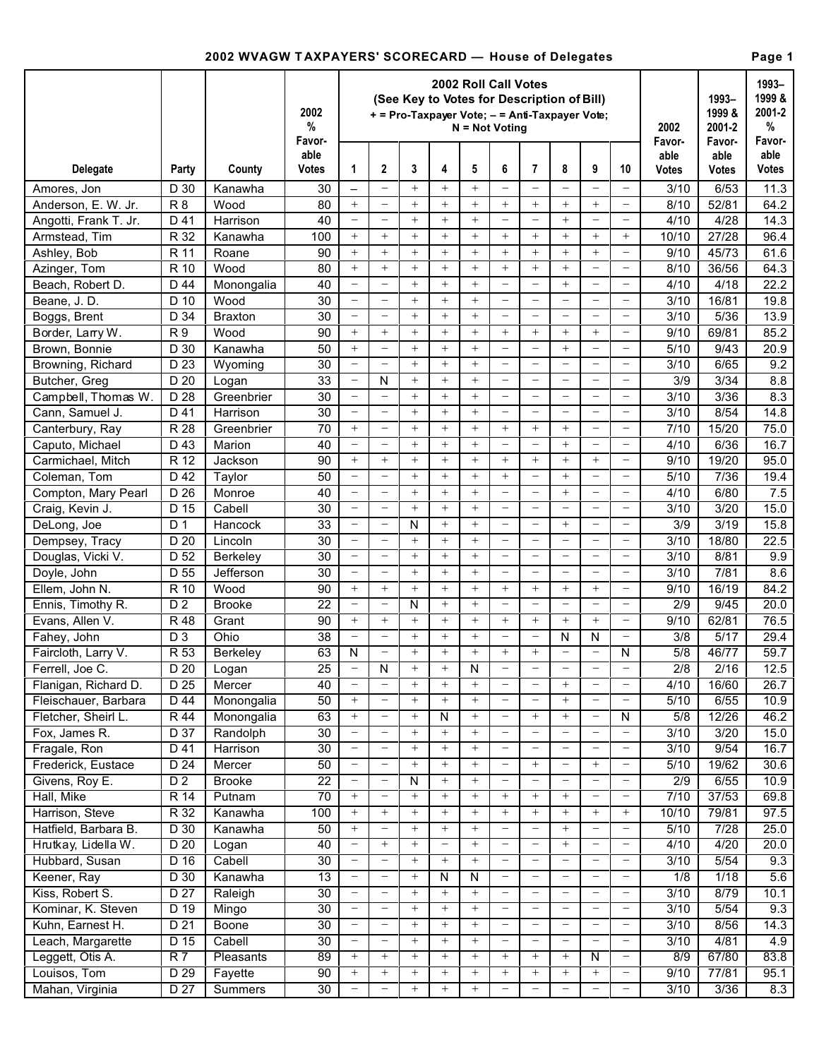## 2002 WVAGW TAXPAYERS' SCORECARD — House of Delegates

| Delegate | Party | County | 2002 % Favorable Votes | 2002 Roll Call Votes (See Key to Votes for Description of Bill) + = Pro-Taxpayer Vote; – = Anti-Taxpayer Vote; N = Not Voting | | | | | | | | | | 2002 Favorable Votes | 1993–1999 & 2001-2 Favorable Votes | 1993–1999 & 2001-2 % Favorable Votes |
|---|---|---|---|---|---|---|---|---|---|---|---|---|---|---|---|---|
| | | | | 1 | 2 | 3 | 4 | 5 | 6 | 7 | 8 | 9 | 10 | | | |
| Amores, Jon | D 30 | Kanawha | 30 | – | – | + | + | + | – | – | – | – | – | 3/10 | 6/53 | 11.3 |
| Anderson, E. W. Jr. | R 8 | Wood | 80 | + | – | + | + | + | + | + | + | + | – | 8/10 | 52/81 | 64.2 |
| Angotti, Frank T. Jr. | D 41 | Harrison | 40 | – | – | + | + | + | – | – | + | – | – | 4/10 | 4/28 | 14.3 |
| Armstead, Tim | R 32 | Kanawha | 100 | + | + | + | + | + | + | + | + | + | + | 10/10 | 27/28 | 96.4 |
| Ashley, Bob | R 11 | Roane | 90 | + | + | + | + | + | + | + | + | + | – | 9/10 | 45/73 | 61.6 |
| Azinger, Tom | R 10 | Wood | 80 | + | + | + | + | + | + | + | + | – | – | 8/10 | 36/56 | 64.3 |
| Beach, Robert D. | D 44 | Monongalia | 40 | – | – | + | + | + | – | – | + | – | – | 4/10 | 4/18 | 22.2 |
| Beane, J. D. | D 10 | Wood | 30 | – | – | + | + | + | – | – | – | – | – | 3/10 | 16/81 | 19.8 |
| Boggs, Brent | D 34 | Braxton | 30 | – | – | + | + | + | – | – | – | – | – | 3/10 | 5/36 | 13.9 |
| Border, Larry W. | R 9 | Wood | 90 | + | + | + | + | + | + | + | + | + | – | 9/10 | 69/81 | 85.2 |
| Brown, Bonnie | D 30 | Kanawha | 50 | + | – | + | + | + | – | – | + | – | – | 5/10 | 9/43 | 20.9 |
| Browning, Richard | D 23 | Wyoming | 30 | – | – | + | + | + | – | – | – | – | – | 3/10 | 6/65 | 9.2 |
| Butcher, Greg | D 20 | Logan | 33 | – | N | + | + | + | – | – | – | – | – | 3/9 | 3/34 | 8.8 |
| Campbell, Thomas W. | D 28 | Greenbrier | 30 | – | – | + | + | + | – | – | – | – | – | 3/10 | 3/36 | 8.3 |
| Cann, Samuel J. | D 41 | Harrison | 30 | – | – | + | + | + | – | – | – | – | – | 3/10 | 8/54 | 14.8 |
| Canterbury, Ray | R 28 | Greenbrier | 70 | + | – | + | + | + | + | + | + | – | – | 7/10 | 15/20 | 75.0 |
| Caputo, Michael | D 43 | Marion | 40 | – | – | + | + | + | – | – | + | – | – | 4/10 | 6/36 | 16.7 |
| Carmichael, Mitch | R 12 | Jackson | 90 | + | + | + | + | + | + | + | + | + | – | 9/10 | 19/20 | 95.0 |
| Coleman, Tom | D 42 | Taylor | 50 | – | – | + | + | + | + | – | + | – | – | 5/10 | 7/36 | 19.4 |
| Compton, Mary Pearl | D 26 | Monroe | 40 | – | – | + | + | + | – | – | + | – | – | 4/10 | 6/80 | 7.5 |
| Craig, Kevin J. | D 15 | Cabell | 30 | – | – | + | + | + | – | – | – | – | – | 3/10 | 3/20 | 15.0 |
| DeLong, Joe | D 1 | Hancock | 33 | – | – | N | + | + | – | – | + | – | – | 3/9 | 3/19 | 15.8 |
| Dempsey, Tracy | D 20 | Lincoln | 30 | – | – | + | + | + | – | – | – | – | – | 3/10 | 18/80 | 22.5 |
| Douglas, Vicki V. | D 52 | Berkeley | 30 | – | – | + | + | + | – | – | – | – | – | 3/10 | 8/81 | 9.9 |
| Doyle, John | D 55 | Jefferson | 30 | – | – | + | + | + | – | – | – | – | – | 3/10 | 7/81 | 8.6 |
| Ellem, John N. | R 10 | Wood | 90 | + | + | + | + | + | + | + | + | + | – | 9/10 | 16/19 | 84.2 |
| Ennis, Timothy R. | D 2 | Brooke | 22 | – | – | N | + | + | – | – | – | – | – | 2/9 | 9/45 | 20.0 |
| Evans, Allen V. | R 48 | Grant | 90 | + | + | + | + | + | + | + | + | + | – | 9/10 | 62/81 | 76.5 |
| Fahey, John | D 3 | Ohio | 38 | – | – | + | + | + | – | – | N | N | – | 3/8 | 5/17 | 29.4 |
| Faircloth, Larry V. | R 53 | Berkeley | 63 | N | – | + | + | + | + | + | – | – | N | 5/8 | 46/77 | 59.7 |
| Ferrell, Joe C. | D 20 | Logan | 25 | – | N | + | + | N | – | – | – | – | – | 2/8 | 2/16 | 12.5 |
| Flanigan, Richard D. | D 25 | Mercer | 40 | – | – | + | + | + | – | – | + | – | – | 4/10 | 16/60 | 26.7 |
| Fleischauer, Barbara | D 44 | Monongalia | 50 | + | – | + | + | + | – | – | + | – | – | 5/10 | 6/55 | 10.9 |
| Fletcher, Sheirl L. | R 44 | Monongalia | 63 | + | – | + | N | + | – | + | + | – | N | 5/8 | 12/26 | 46.2 |
| Fox, James R. | D 37 | Randolph | 30 | – | – | + | + | + | – | – | – | – | – | 3/10 | 3/20 | 15.0 |
| Fragale, Ron | D 41 | Harrison | 30 | – | – | + | + | + | – | – | – | – | – | 3/10 | 9/54 | 16.7 |
| Frederick, Eustace | D 24 | Mercer | 50 | – | – | + | + | + | – | + | – | + | – | 5/10 | 19/62 | 30.6 |
| Givens, Roy E. | D 2 | Brooke | 22 | – | – | N | + | + | – | – | – | – | – | 2/9 | 6/55 | 10.9 |
| Hall, Mike | R 14 | Putnam | 70 | + | – | + | + | + | + | + | + | – | – | 7/10 | 37/53 | 69.8 |
| Harrison, Steve | R 32 | Kanawha | 100 | + | + | + | + | + | + | + | + | + | + | 10/10 | 79/81 | 97.5 |
| Hatfield, Barbara B. | D 30 | Kanawha | 50 | + | – | + | + | + | – | – | + | – | – | 5/10 | 7/28 | 25.0 |
| Hrutkay, Lidella W. | D 20 | Logan | 40 | – | + | + | – | + | – | – | + | – | – | 4/10 | 4/20 | 20.0 |
| Hubbard, Susan | D 16 | Cabell | 30 | – | – | + | + | + | – | – | – | – | – | 3/10 | 5/54 | 9.3 |
| Keener, Ray | D 30 | Kanawha | 13 | – | – | + | N | N | – | – | – | – | – | 1/8 | 1/18 | 5.6 |
| Kiss, Robert S. | D 27 | Raleigh | 30 | – | – | + | + | + | – | – | – | – | – | 3/10 | 8/79 | 10.1 |
| Kominar, K. Steven | D 19 | Mingo | 30 | – | – | + | + | + | – | – | – | – | – | 3/10 | 5/54 | 9.3 |
| Kuhn, Earnest H. | D 21 | Boone | 30 | – | – | + | + | + | – | – | – | – | – | 3/10 | 8/56 | 14.3 |
| Leach, Margarette | D 15 | Cabell | 30 | – | – | + | + | + | – | – | – | – | – | 3/10 | 4/81 | 4.9 |
| Leggett, Otis A. | R 7 | Pleasants | 89 | + | + | + | + | + | + | + | + | N | – | 8/9 | 67/80 | 83.8 |
| Louisos, Tom | D 29 | Fayette | 90 | + | + | + | + | + | + | + | + | + | – | 9/10 | 77/81 | 95.1 |
| Mahan, Virginia | D 27 | Summers | 30 | – | – | + | + | + | – | – | – | – | – | 3/10 | 3/36 | 8.3 |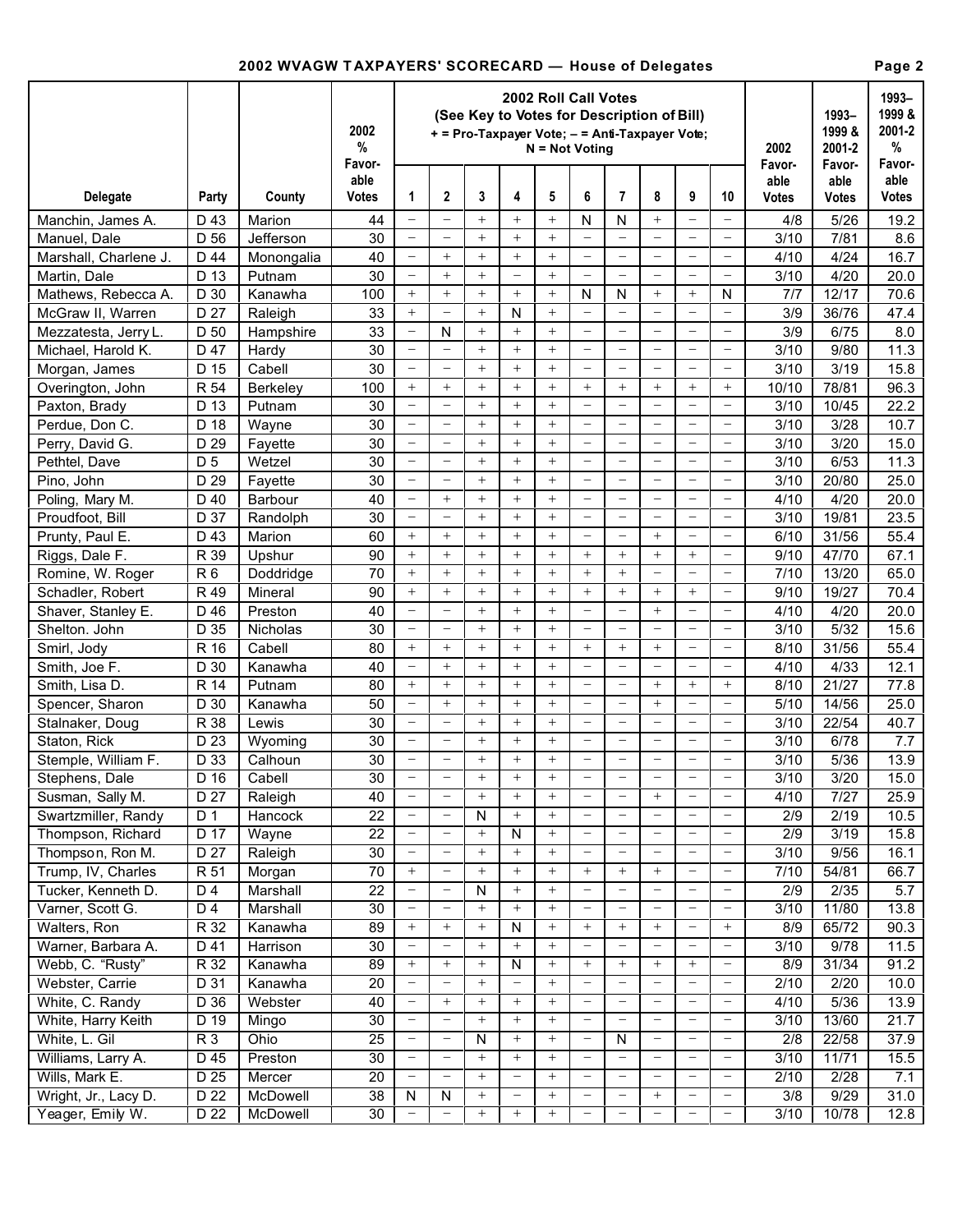## 2002 WVAGW TAXPAYERS' SCORECARD — House of Delegates

| Delegate | Party | County | 2002 % Favor-able Votes | 2002 Roll Call Votes (See Key to Votes for Description of Bill) + = Pro-Taxpayer Vote; – = Anti-Taxpayer Vote; N = Not Voting | | | | | | | | | | 2002 Favor-able Votes | 1993–1999 & 2001-2 Favor-able Votes | 1993–1999 & 2001-2 % Favor-able Votes |
|---|---|---|---|---|---|---|---|---|---|---|---|---|---|---|---|---|
| | | | | 1 | 2 | 3 | 4 | 5 | 6 | 7 | 8 | 9 | 10 | | | |
| Manchin, James A. | D 43 | Marion | 44 | – | – | + | + | + | N | N | + | – | – | 4/8 | 5/26 | 19.2 |
| Manuel, Dale | D 56 | Jefferson | 30 | – | – | + | + | + | – | – | – | – | – | 3/10 | 7/81 | 8.6 |
| Marshall, Charlene J. | D 44 | Monongalia | 40 | – | + | + | + | + | – | – | – | – | – | 4/10 | 4/24 | 16.7 |
| Martin, Dale | D 13 | Putnam | 30 | – | + | + | – | + | – | – | – | – | – | 3/10 | 4/20 | 20.0 |
| Mathews, Rebecca A. | D 30 | Kanawha | 100 | + | + | + | + | + | N | N | + | + | N | 7/7 | 12/17 | 70.6 |
| McGraw II, Warren | D 27 | Raleigh | 33 | + | – | + | N | + | – | – | – | – | – | 3/9 | 36/76 | 47.4 |
| Mezzatesta, Jerry L. | D 50 | Hampshire | 33 | – | N | + | + | + | – | – | – | – | – | 3/9 | 6/75 | 8.0 |
| Michael, Harold K. | D 47 | Hardy | 30 | – | – | + | + | + | – | – | – | – | – | 3/10 | 9/80 | 11.3 |
| Morgan, James | D 15 | Cabell | 30 | – | – | + | + | + | – | – | – | – | – | 3/10 | 3/19 | 15.8 |
| Overington, John | R 54 | Berkeley | 100 | + | + | + | + | + | + | + | + | + | + | 10/10 | 78/81 | 96.3 |
| Paxton, Brady | D 13 | Putnam | 30 | – | – | + | + | + | – | – | – | – | – | 3/10 | 10/45 | 22.2 |
| Perdue, Don C. | D 18 | Wayne | 30 | – | – | + | + | + | – | – | – | – | – | 3/10 | 3/28 | 10.7 |
| Perry, David G. | D 29 | Fayette | 30 | – | – | + | + | + | – | – | – | – | – | 3/10 | 3/20 | 15.0 |
| Pethtel, Dave | D 5 | Wetzel | 30 | – | – | + | + | + | – | – | – | – | – | 3/10 | 6/53 | 11.3 |
| Pino, John | D 29 | Fayette | 30 | – | – | + | + | + | – | – | – | – | – | 3/10 | 20/80 | 25.0 |
| Poling, Mary M. | D 40 | Barbour | 40 | – | + | + | + | + | – | – | – | – | – | 4/10 | 4/20 | 20.0 |
| Proudfoot, Bill | D 37 | Randolph | 30 | – | – | + | + | + | – | – | – | – | – | 3/10 | 19/81 | 23.5 |
| Prunty, Paul E. | D 43 | Marion | 60 | + | + | + | + | + | – | – | + | – | – | 6/10 | 31/56 | 55.4 |
| Riggs, Dale F. | R 39 | Upshur | 90 | + | + | + | + | + | + | + | + | + | – | 9/10 | 47/70 | 67.1 |
| Romine, W. Roger | R 6 | Doddridge | 70 | + | + | + | + | + | + | + | – | – | – | 7/10 | 13/20 | 65.0 |
| Schadler, Robert | R 49 | Mineral | 90 | + | + | + | + | + | + | + | + | + | – | 9/10 | 19/27 | 70.4 |
| Shaver, Stanley E. | D 46 | Preston | 40 | – | – | + | + | + | – | – | + | – | – | 4/10 | 4/20 | 20.0 |
| Shelton. John | D 35 | Nicholas | 30 | – | – | + | + | + | – | – | – | – | – | 3/10 | 5/32 | 15.6 |
| Smirl, Jody | R 16 | Cabell | 80 | + | + | + | + | + | + | + | + | – | – | 8/10 | 31/56 | 55.4 |
| Smith, Joe F. | D 30 | Kanawha | 40 | – | + | + | + | + | – | – | – | – | – | 4/10 | 4/33 | 12.1 |
| Smith, Lisa D. | R 14 | Putnam | 80 | + | + | + | + | + | – | – | + | + | + | 8/10 | 21/27 | 77.8 |
| Spencer, Sharon | D 30 | Kanawha | 50 | – | + | + | + | + | – | – | + | – | – | 5/10 | 14/56 | 25.0 |
| Stalnaker, Doug | R 38 | Lewis | 30 | – | – | + | + | + | – | – | – | – | – | 3/10 | 22/54 | 40.7 |
| Staton, Rick | D 23 | Wyoming | 30 | – | – | + | + | + | – | – | – | – | – | 3/10 | 6/78 | 7.7 |
| Stemple, William F. | D 33 | Calhoun | 30 | – | – | + | + | + | – | – | – | – | – | 3/10 | 5/36 | 13.9 |
| Stephens, Dale | D 16 | Cabell | 30 | – | – | + | + | + | – | – | – | – | – | 3/10 | 3/20 | 15.0 |
| Susman, Sally M. | D 27 | Raleigh | 40 | – | – | + | + | + | – | – | + | – | – | 4/10 | 7/27 | 25.9 |
| Swartzmiller, Randy | D 1 | Hancock | 22 | – | – | N | + | + | – | – | – | – | – | 2/9 | 2/19 | 10.5 |
| Thompson, Richard | D 17 | Wayne | 22 | – | – | + | N | + | – | – | – | – | – | 2/9 | 3/19 | 15.8 |
| Thompson, Ron M. | D 27 | Raleigh | 30 | – | – | + | + | + | – | – | – | – | – | 3/10 | 9/56 | 16.1 |
| Trump, IV, Charles | R 51 | Morgan | 70 | + | – | + | + | + | + | + | + | – | – | 7/10 | 54/81 | 66.7 |
| Tucker, Kenneth D. | D 4 | Marshall | 22 | – | – | N | + | + | – | – | – | – | – | 2/9 | 2/35 | 5.7 |
| Varner, Scott G. | D 4 | Marshall | 30 | – | – | + | + | + | – | – | – | – | – | 3/10 | 11/80 | 13.8 |
| Walters, Ron | R 32 | Kanawha | 89 | + | + | + | N | + | + | + | + | – | + | 8/9 | 65/72 | 90.3 |
| Warner, Barbara A. | D 41 | Harrison | 30 | – | – | + | + | + | – | – | – | – | – | 3/10 | 9/78 | 11.5 |
| Webb, C. "Rusty" | R 32 | Kanawha | 89 | + | + | + | N | + | + | + | + | + | – | 8/9 | 31/34 | 91.2 |
| Webster, Carrie | D 31 | Kanawha | 20 | – | – | + | – | + | – | – | – | – | – | 2/10 | 2/20 | 10.0 |
| White, C. Randy | D 36 | Webster | 40 | – | + | + | + | + | – | – | – | – | – | 4/10 | 5/36 | 13.9 |
| White, Harry Keith | D 19 | Mingo | 30 | – | – | + | + | + | – | – | – | – | – | 3/10 | 13/60 | 21.7 |
| White, L. Gil | R 3 | Ohio | 25 | – | – | N | + | + | – | N | – | – | – | 2/8 | 22/58 | 37.9 |
| Williams, Larry A. | D 45 | Preston | 30 | – | – | + | + | + | – | – | – | – | – | 3/10 | 11/71 | 15.5 |
| Wills, Mark E. | D 25 | Mercer | 20 | – | – | + | – | + | – | – | – | – | – | 2/10 | 2/28 | 7.1 |
| Wright, Jr., Lacy D. | D 22 | McDowell | 38 | N | N | + | – | + | – | – | + | – | – | 3/8 | 9/29 | 31.0 |
| Yeager, Emily W. | D 22 | McDowell | 30 | – | – | + | + | + | – | – | – | – | – | 3/10 | 10/78 | 12.8 |